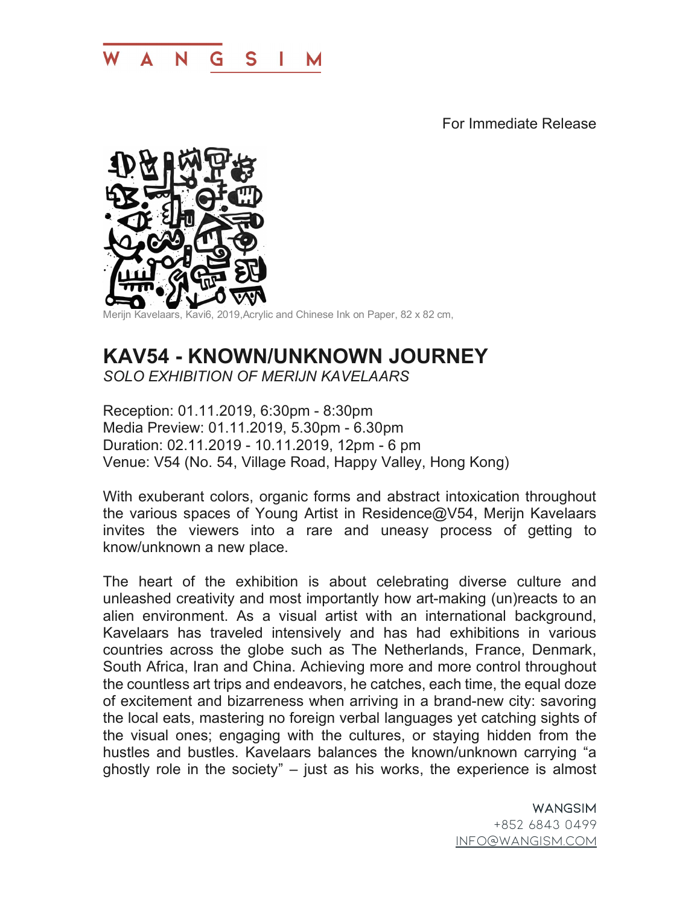WANGSIM

For Immediate Release

Merijn Kavelaars, Kavi6, 2019,Acrylic and Chinese Ink on Paper, 82 x 82 cm,

# KAV54 - KNOWN/UNKNOWN JOURNEY

*SOLO EXHIBITION OF MERIJN KAVELAARS*

Reception: 01.11.2019, 6:30pm - 8:30pm
Media Preview: 01.11.2019, 5.30pm - 6.30pm
Duration: 02.11.2019 - 10.11.2019, 12pm - 6 pm
Venue: V54 (No. 54, Village Road, Happy Valley, Hong Kong)

With exuberant colors, organic forms and abstract intoxication throughout the various spaces of Young Artist in Residence@V54, Merijn Kavelaars invites the viewers into a rare and uneasy process of getting to know/unknown a new place.

The heart of the exhibition is about celebrating diverse culture and unleashed creativity and most importantly how art-making (un)reacts to an alien environment. As a visual artist with an international background, Kavelaars has traveled intensively and has had exhibitions in various countries across the globe such as The Netherlands, France, Denmark, South Africa, Iran and China. Achieving more and more control throughout the countless art trips and endeavors, he catches, each time, the equal doze of excitement and bizarreness when arriving in a brand-new city: savoring the local eats, mastering no foreign verbal languages yet catching sights of the visual ones; engaging with the cultures, or staying hidden from the hustles and bustles. Kavelaars balances the known/unknown carrying "a ghostly role in the society" – just as his works, the experience is almost

WANGSIM
+852 6843 0499
INFO@WANGISM.COM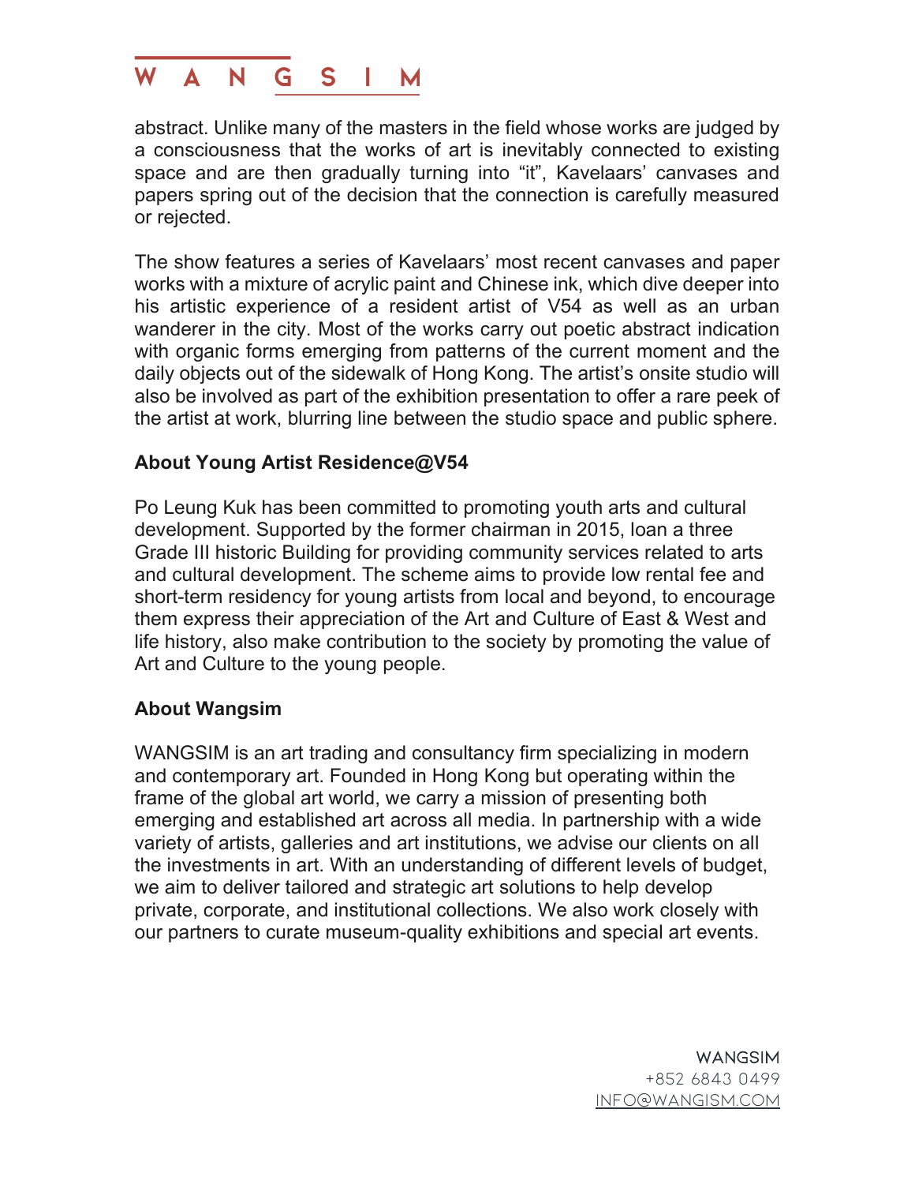abstract. Unlike many of the masters in the field whose works are judged by a consciousness that the works of art is inevitably connected to existing space and are then gradually turning into "it", Kavelaars' canvases and papers spring out of the decision that the connection is carefully measured or rejected.

The show features a series of Kavelaars' most recent canvases and paper works with a mixture of acrylic paint and Chinese ink, which dive deeper into his artistic experience of a resident artist of V54 as well as an urban wanderer in the city. Most of the works carry out poetic abstract indication with organic forms emerging from patterns of the current moment and the daily objects out of the sidewalk of Hong Kong. The artist's onsite studio will also be involved as part of the exhibition presentation to offer a rare peek of the artist at work, blurring line between the studio space and public sphere.

**About Young Artist Residence@V54**

Po Leung Kuk has been committed to promoting youth arts and cultural development. Supported by the former chairman in 2015, loan a three Grade III historic Building for providing community services related to arts and cultural development. The scheme aims to provide low rental fee and short-term residency for young artists from local and beyond, to encourage them express their appreciation of the Art and Culture of East & West and life history, also make contribution to the society by promoting the value of Art and Culture to the young people.

**About Wangsim**

WANGSIM is an art trading and consultancy firm specializing in modern and contemporary art. Founded in Hong Kong but operating within the frame of the global art world, we carry a mission of presenting both emerging and established art across all media. In partnership with a wide variety of artists, galleries and art institutions, we advise our clients on all the investments in art. With an understanding of different levels of budget, we aim to deliver tailored and strategic art solutions to help develop private, corporate, and institutional collections. We also work closely with our partners to curate museum-quality exhibitions and special art events.

WANGSIM
+852 6843 0499
INFO@WANGISM.COM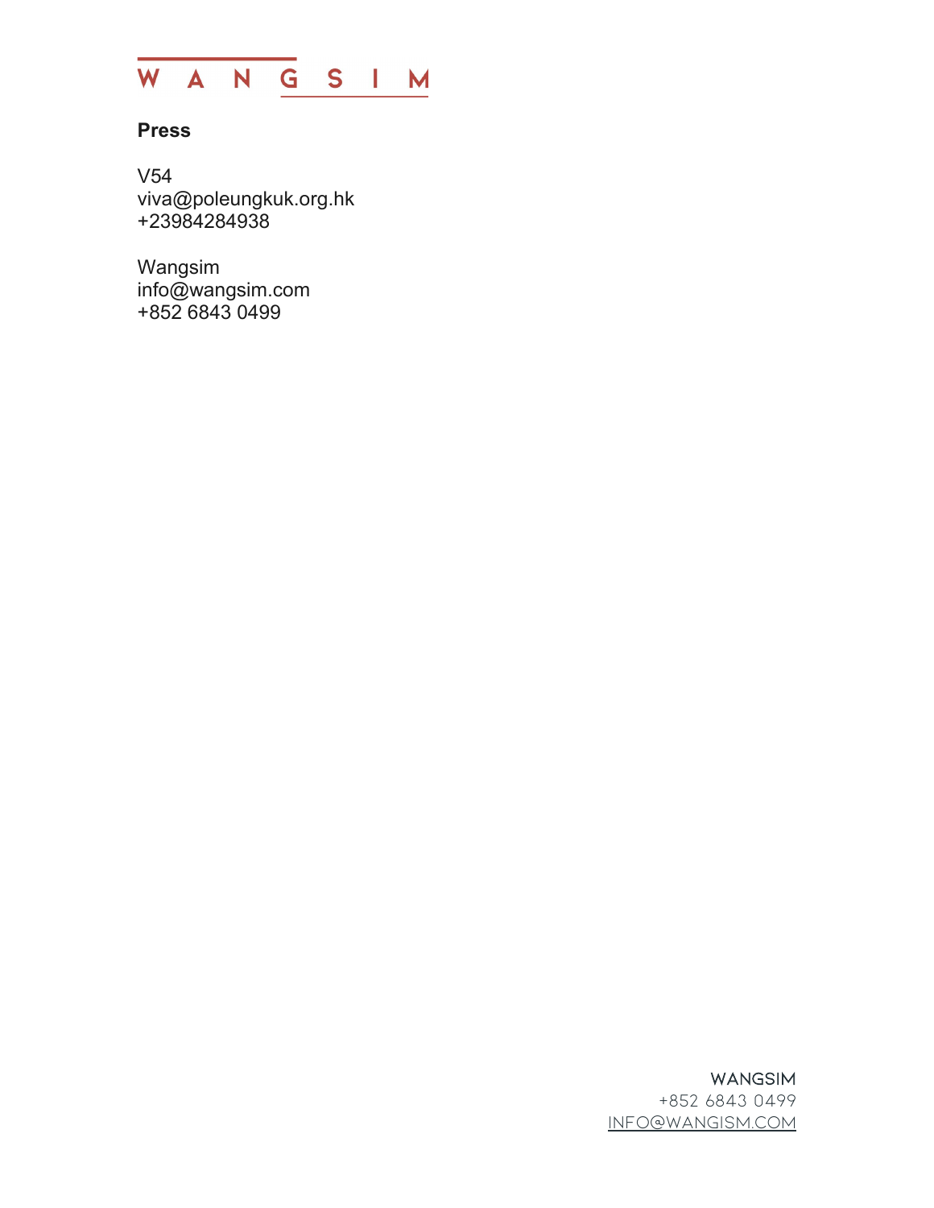**Press**

V54
viva@poleungkuk.org.hk
+23984284938

Wangsim
info@wangsim.com
+852 6843 0499